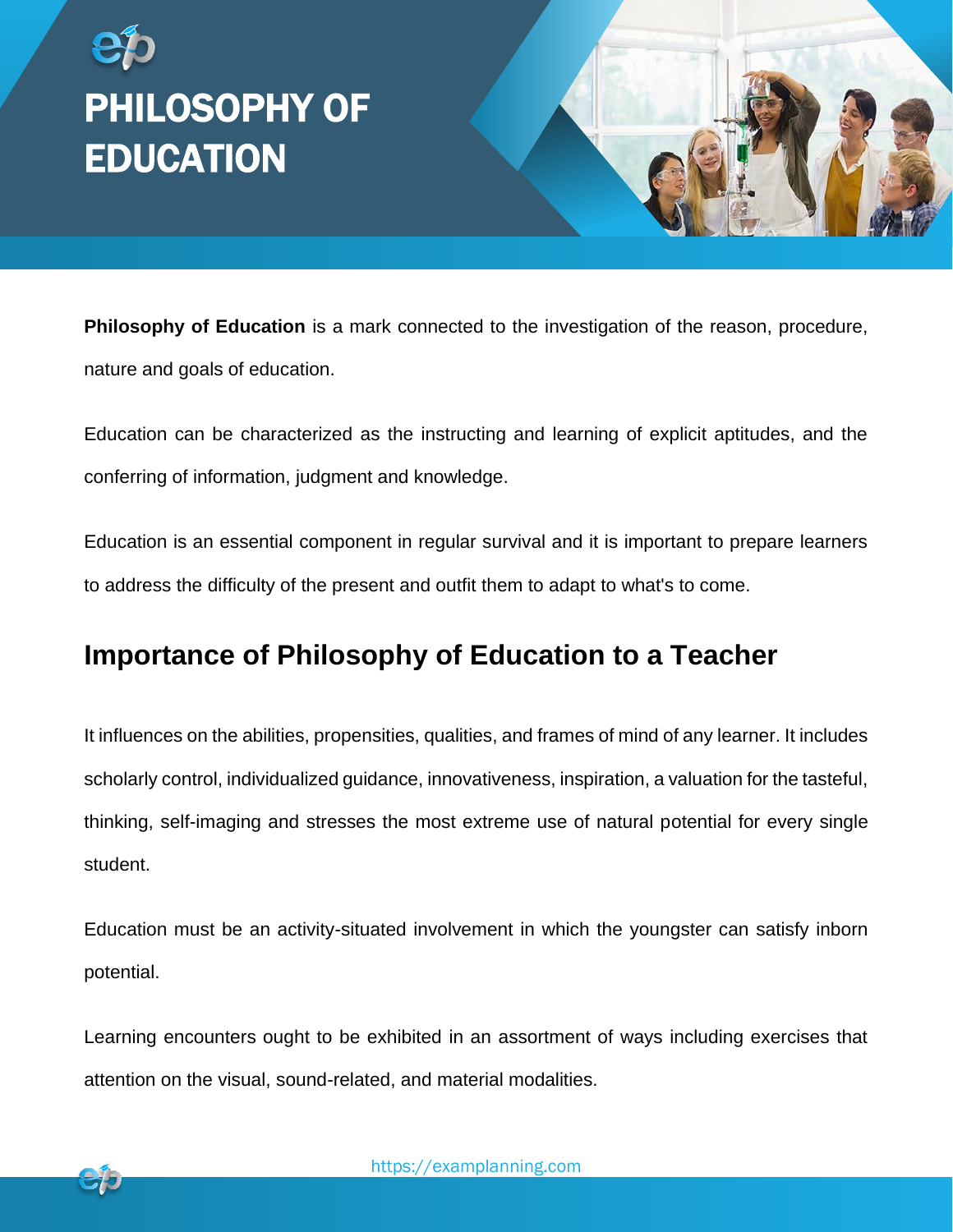# PHILOSOPHY OF EDUCATION

**Philosophy of Education** is a mark connected to the investigation of the reason, procedure, nature and goals of education.

Education can be characterized as the instructing and learning of explicit aptitudes, and the conferring of information, judgment and knowledge.

Education is an essential component in regular survival and it is important to prepare learners to address the difficulty of the present and outfit them to adapt to what's to come.

## Importance of Philosophy of Education to a Teacher

It influences on the abilities, propensities, qualities, and frames of mind of any learner. It includes scholarly control, individualized guidance, innovativeness, inspiration, a valuation for the tasteful, thinking, self-imaging and stresses the most extreme use of natural potential for every single student.

Education must be an activity-situated involvement in which the youngster can satisfy inborn potential.

Learning encounters ought to be exhibited in an assortment of ways including exercises that attention on the visual, sound-related, and material modalities.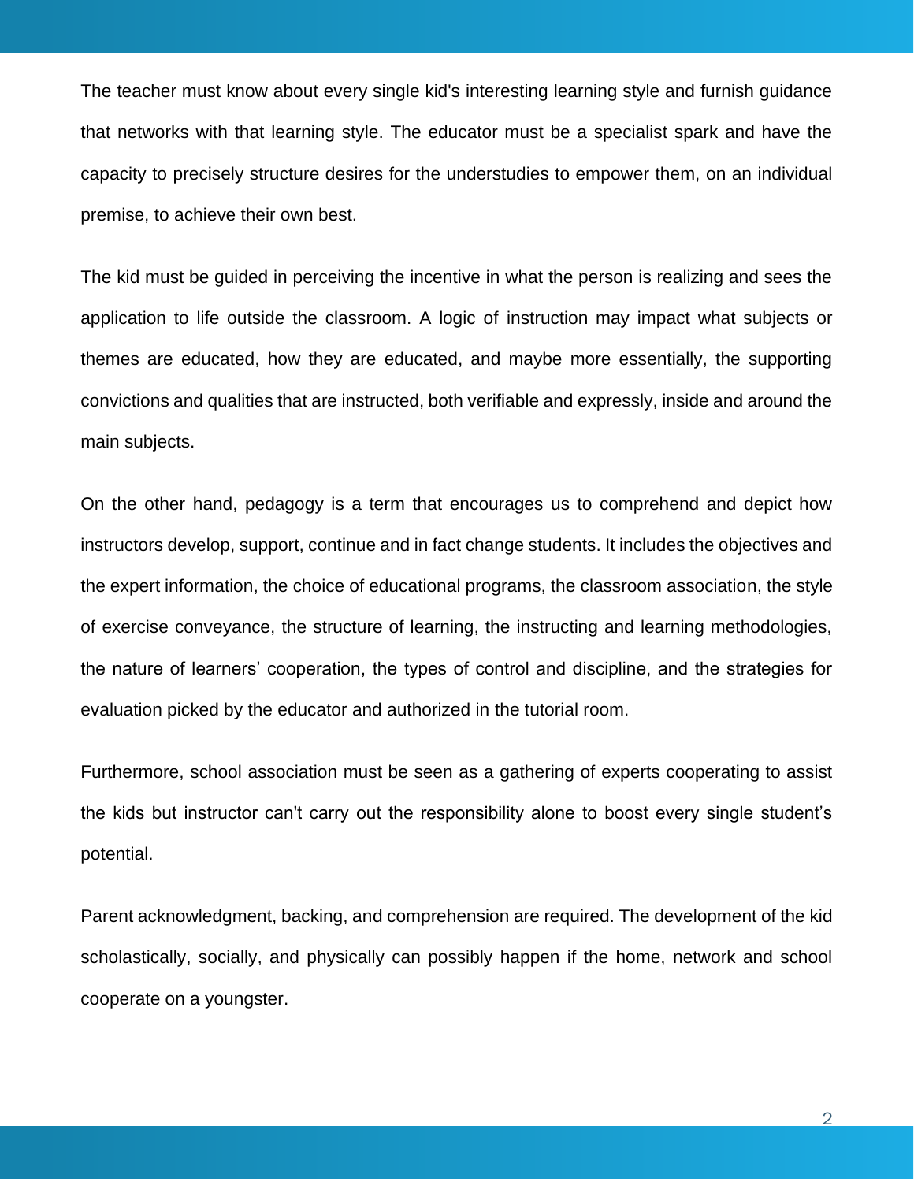The teacher must know about every single kid's interesting learning style and furnish guidance that networks with that learning style. The educator must be a specialist spark and have the capacity to precisely structure desires for the understudies to empower them, on an individual premise, to achieve their own best.

The kid must be guided in perceiving the incentive in what the person is realizing and sees the application to life outside the classroom. A logic of instruction may impact what subjects or themes are educated, how they are educated, and maybe more essentially, the supporting convictions and qualities that are instructed, both verifiable and expressly, inside and around the main subjects.

On the other hand, pedagogy is a term that encourages us to comprehend and depict how instructors develop, support, continue and in fact change students. It includes the objectives and the expert information, the choice of educational programs, the classroom association, the style of exercise conveyance, the structure of learning, the instructing and learning methodologies, the nature of learners' cooperation, the types of control and discipline, and the strategies for evaluation picked by the educator and authorized in the tutorial room.

Furthermore, school association must be seen as a gathering of experts cooperating to assist the kids but instructor can't carry out the responsibility alone to boost every single student's potential.

Parent acknowledgment, backing, and comprehension are required. The development of the kid scholastically, socially, and physically can possibly happen if the home, network and school cooperate on a youngster.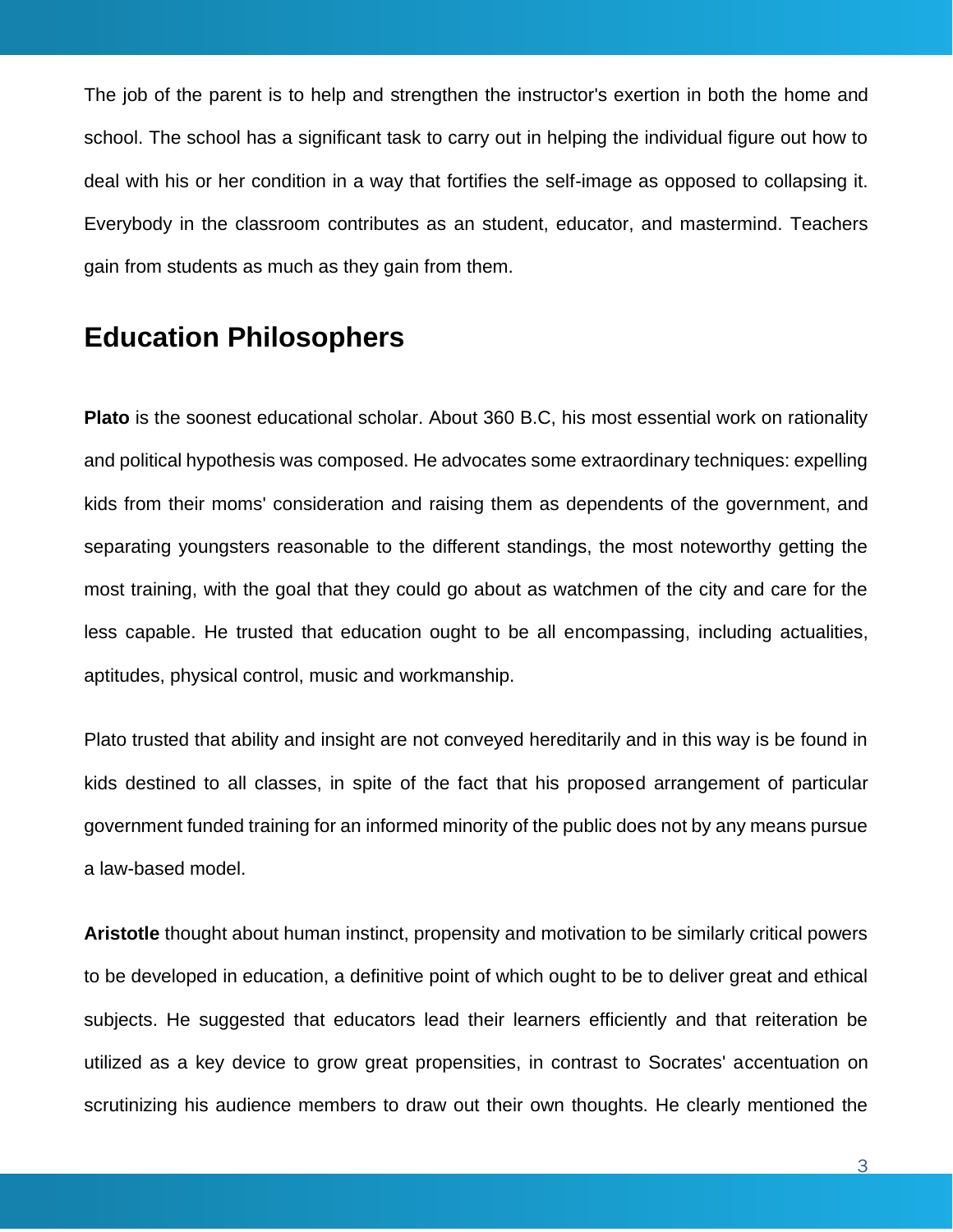The job of the parent is to help and strengthen the instructor's exertion in both the home and school. The school has a significant task to carry out in helping the individual figure out how to deal with his or her condition in a way that fortifies the self-image as opposed to collapsing it. Everybody in the classroom contributes as an student, educator, and mastermind. Teachers gain from students as much as they gain from them.

## Education Philosophers

**Plato** is the soonest educational scholar. About 360 B.C, his most essential work on rationality and political hypothesis was composed. He advocates some extraordinary techniques: expelling kids from their moms' consideration and raising them as dependents of the government, and separating youngsters reasonable to the different standings, the most noteworthy getting the most training, with the goal that they could go about as watchmen of the city and care for the less capable. He trusted that education ought to be all encompassing, including actualities, aptitudes, physical control, music and workmanship.

Plato trusted that ability and insight are not conveyed hereditarily and in this way is be found in kids destined to all classes, in spite of the fact that his proposed arrangement of particular government funded training for an informed minority of the public does not by any means pursue a law-based model.

**Aristotle** thought about human instinct, propensity and motivation to be similarly critical powers to be developed in education, a definitive point of which ought to be to deliver great and ethical subjects. He suggested that educators lead their learners efficiently and that reiteration be utilized as a key device to grow great propensities, in contrast to Socrates' accentuation on scrutinizing his audience members to draw out their own thoughts. He clearly mentioned the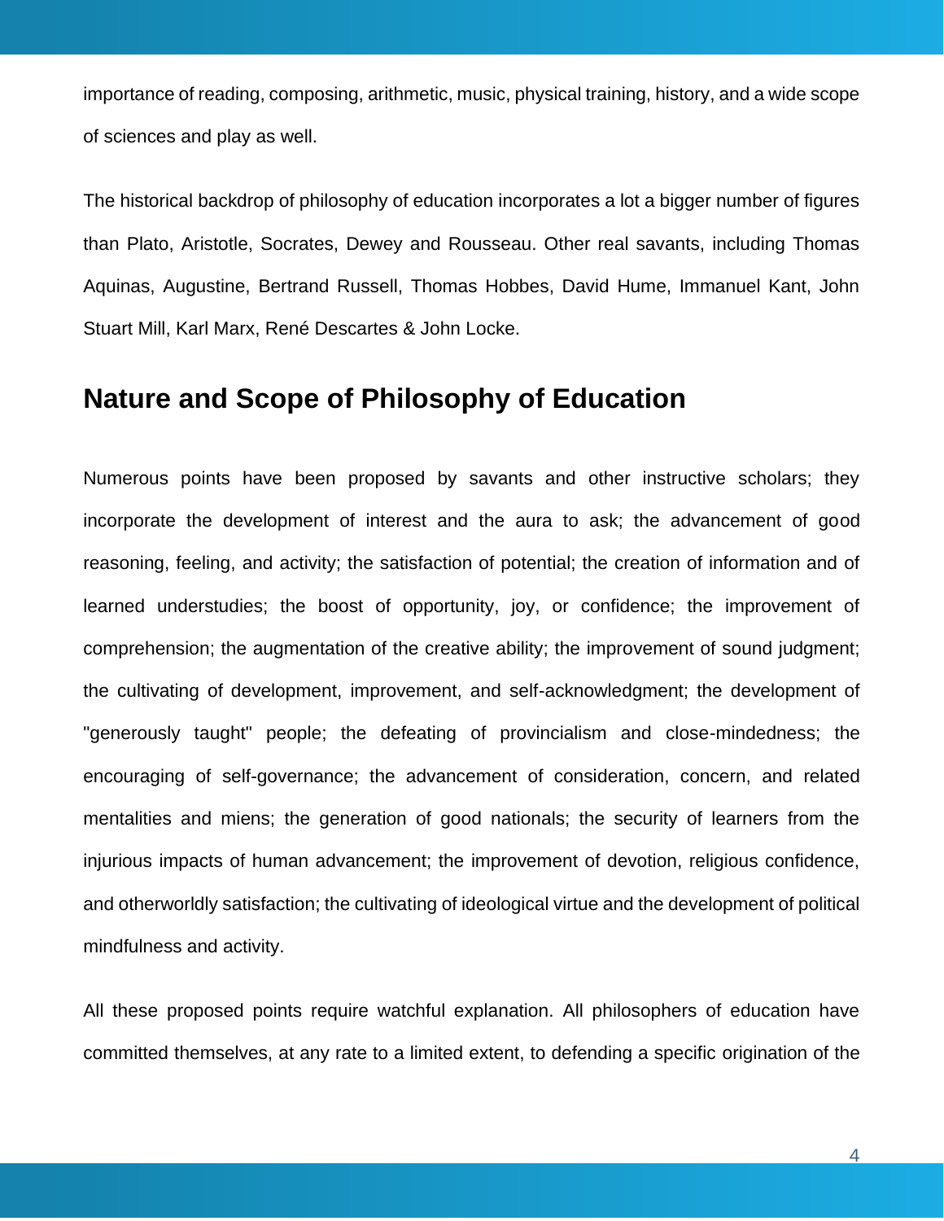importance of reading, composing, arithmetic, music, physical training, history, and a wide scope of sciences and play as well.

The historical backdrop of philosophy of education incorporates a lot a bigger number of figures than Plato, Aristotle, Socrates, Dewey and Rousseau. Other real savants, including Thomas Aquinas, Augustine, Bertrand Russell, Thomas Hobbes, David Hume, Immanuel Kant, John Stuart Mill, Karl Marx, René Descartes & John Locke.

## Nature and Scope of Philosophy of Education

Numerous points have been proposed by savants and other instructive scholars; they incorporate the development of interest and the aura to ask; the advancement of good reasoning, feeling, and activity; the satisfaction of potential; the creation of information and of learned understudies; the boost of opportunity, joy, or confidence; the improvement of comprehension; the augmentation of the creative ability; the improvement of sound judgment; the cultivating of development, improvement, and self-acknowledgment; the development of "generously taught" people; the defeating of provincialism and close-mindedness; the encouraging of self-governance; the advancement of consideration, concern, and related mentalities and miens; the generation of good nationals; the security of learners from the injurious impacts of human advancement; the improvement of devotion, religious confidence, and otherworldly satisfaction; the cultivating of ideological virtue and the development of political mindfulness and activity.

All these proposed points require watchful explanation. All philosophers of education have committed themselves, at any rate to a limited extent, to defending a specific origination of the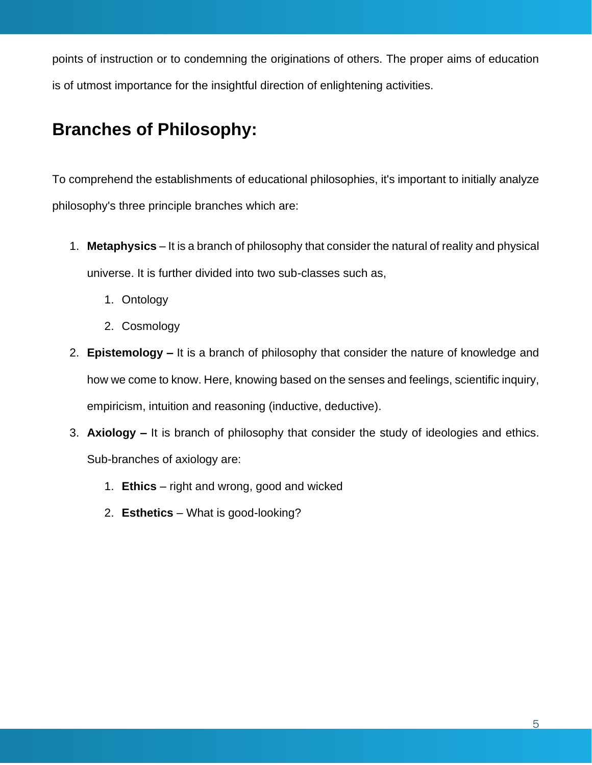points of instruction or to condemning the originations of others. The proper aims of education is of utmost importance for the insightful direction of enlightening activities.

## Branches of Philosophy:

To comprehend the establishments of educational philosophies, it's important to initially analyze philosophy's three principle branches which are:

1. **Metaphysics** – It is a branch of philosophy that consider the natural of reality and physical universe. It is further divided into two sub-classes such as,
   1. Ontology
   2. Cosmology
2. **Epistemology –** It is a branch of philosophy that consider the nature of knowledge and how we come to know. Here, knowing based on the senses and feelings, scientific inquiry, empiricism, intuition and reasoning (inductive, deductive).
3. **Axiology –** It is branch of philosophy that consider the study of ideologies and ethics. Sub-branches of axiology are:
   1. **Ethics** – right and wrong, good and wicked
   2. **Esthetics** – What is good-looking?